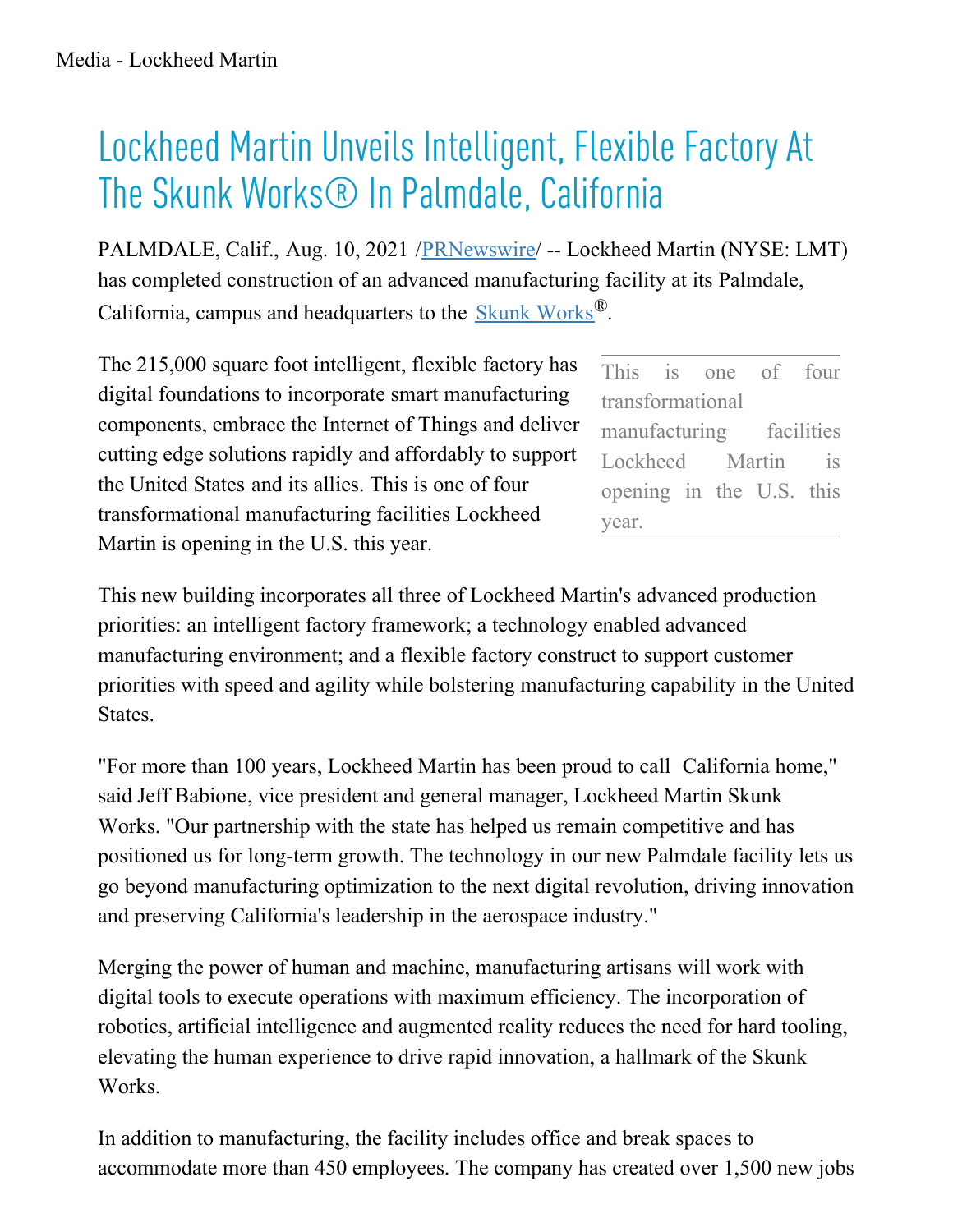# Lockheed Martin Unveils Intelligent, Flexible Factory At The Skunk Works® In Palmdale, California

PALMDALE, Calif., Aug. 10, 2021 /[PRNewswire](http://www.prnewswire.com/)/ -- Lockheed Martin (NYSE: LMT) has completed construction of an advanced manufacturing facility at its Palmdale, California, campus and headquarters to the [Skunk Works](#)®.

The 215,000 square foot intelligent, flexible factory has digital foundations to incorporate smart manufacturing components, embrace the Internet of Things and deliver cutting edge solutions rapidly and affordably to support the United States and its allies. This is one of four transformational manufacturing facilities Lockheed Martin is opening in the U.S. this year.

> This is one of four transformational manufacturing facilities Lockheed Martin is opening in the U.S. this year.

This new building incorporates all three of Lockheed Martin's advanced production priorities: an intelligent factory framework; a technology enabled advanced manufacturing environment; and a flexible factory construct to support customer priorities with speed and agility while bolstering manufacturing capability in the United States.

"For more than 100 years, Lockheed Martin has been proud to call California home," said Jeff Babione, vice president and general manager, Lockheed Martin Skunk Works. "Our partnership with the state has helped us remain competitive and has positioned us for long-term growth. The technology in our new Palmdale facility lets us go beyond manufacturing optimization to the next digital revolution, driving innovation and preserving California's leadership in the aerospace industry."

Merging the power of human and machine, manufacturing artisans will work with digital tools to execute operations with maximum efficiency. The incorporation of robotics, artificial intelligence and augmented reality reduces the need for hard tooling, elevating the human experience to drive rapid innovation, a hallmark of the Skunk Works.

In addition to manufacturing, the facility includes office and break spaces to accommodate more than 450 employees. The company has created over 1,500 new jobs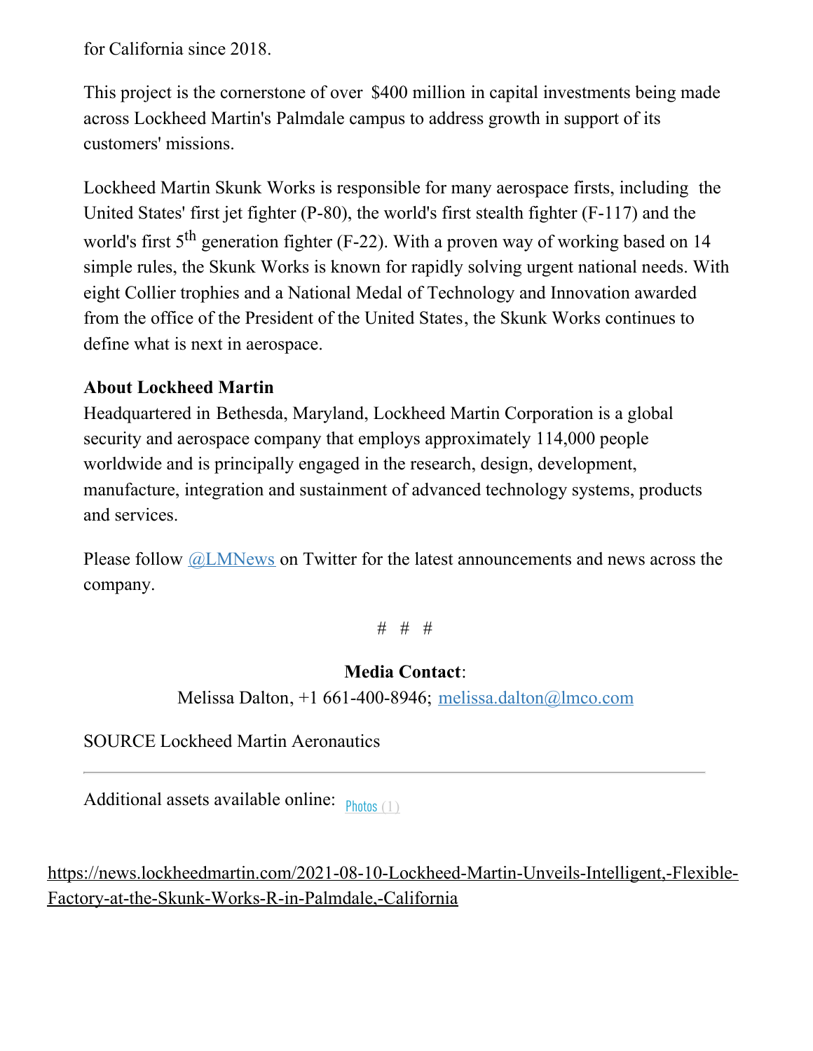for California since 2018.

This project is the cornerstone of over $400 million in capital investments being made across Lockheed Martin's Palmdale campus to address growth in support of its customers' missions.

Lockheed Martin Skunk Works is responsible for many aerospace firsts, including the United States' first jet fighter (P-80), the world's first stealth fighter (F-117) and the world's first 5th generation fighter (F-22). With a proven way of working based on 14 simple rules, the Skunk Works is known for rapidly solving urgent national needs. With eight Collier trophies and a National Medal of Technology and Innovation awarded from the office of the President of the United States, the Skunk Works continues to define what is next in aerospace.

**About Lockheed Martin**
Headquartered in Bethesda, Maryland, Lockheed Martin Corporation is a global security and aerospace company that employs approximately 114,000 people worldwide and is principally engaged in the research, design, development, manufacture, integration and sustainment of advanced technology systems, products and services.

Please follow @LMNews on Twitter for the latest announcements and news across the company.

# # #

**Media Contact**:
Melissa Dalton, +1 661-400-8946; melissa.dalton@lmco.com

SOURCE Lockheed Martin Aeronautics

---

Additional assets available online: Photos (1)

https://news.lockheedmartin.com/2021-08-10-Lockheed-Martin-Unveils-Intelligent,-Flexible-Factory-at-the-Skunk-Works-R-in-Palmdale,-California